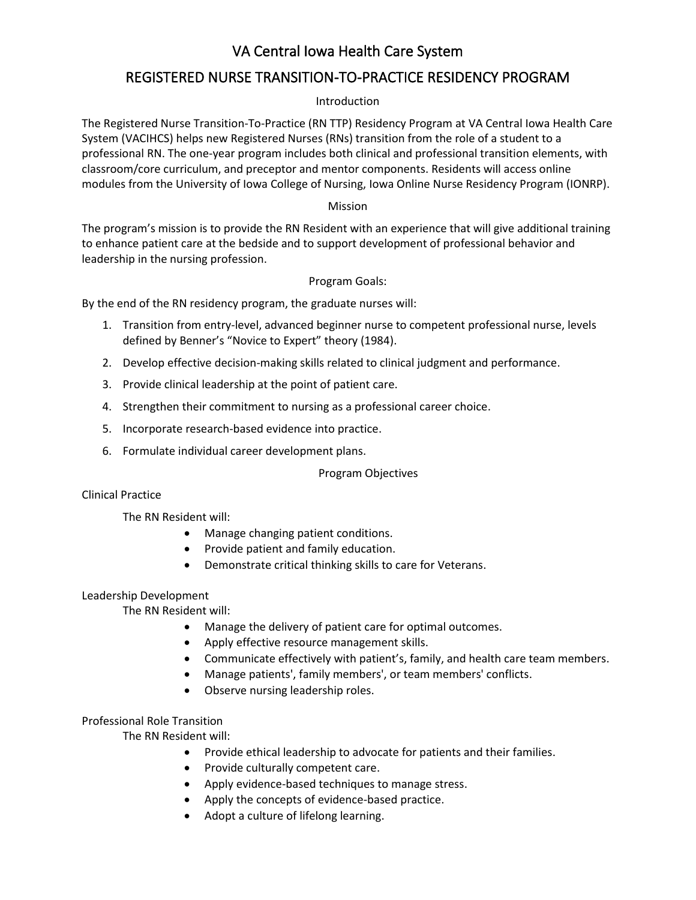# VA Central Iowa Health Care System

## REGISTERED NURSE TRANSITION-TO-PRACTICE RESIDENCY PROGRAM

### Introduction

The Registered Nurse Transition-To-Practice (RN TTP) Residency Program at VA Central Iowa Health Care System (VACIHCS) helps new Registered Nurses (RNs) transition from the role of a student to a professional RN. The one-year program includes both clinical and professional transition elements, with classroom/core curriculum, and preceptor and mentor components. Residents will access online modules from the University of Iowa College of Nursing, Iowa Online Nurse Residency Program (IONRP).

### Mission

The program's mission is to provide the RN Resident with an experience that will give additional training to enhance patient care at the bedside and to support development of professional behavior and leadership in the nursing profession.

### Program Goals:

By the end of the RN residency program, the graduate nurses will:

1. Transition from entry-level, advanced beginner nurse to competent professional nurse, levels defined by Benner's "Novice to Expert" theory (1984).
2. Develop effective decision-making skills related to clinical judgment and performance.
3. Provide clinical leadership at the point of patient care.
4. Strengthen their commitment to nursing as a professional career choice.
5. Incorporate research-based evidence into practice.
6. Formulate individual career development plans.

### Program Objectives

Clinical Practice

The RN Resident will:

- Manage changing patient conditions.
- Provide patient and family education.
- Demonstrate critical thinking skills to care for Veterans.

Leadership Development

The RN Resident will:

- Manage the delivery of patient care for optimal outcomes.
- Apply effective resource management skills.
- Communicate effectively with patient's, family, and health care team members.
- Manage patients', family members', or team members' conflicts.
- Observe nursing leadership roles.

Professional Role Transition

The RN Resident will:

- Provide ethical leadership to advocate for patients and their families.
- Provide culturally competent care.
- Apply evidence-based techniques to manage stress.
- Apply the concepts of evidence-based practice.
- Adopt a culture of lifelong learning.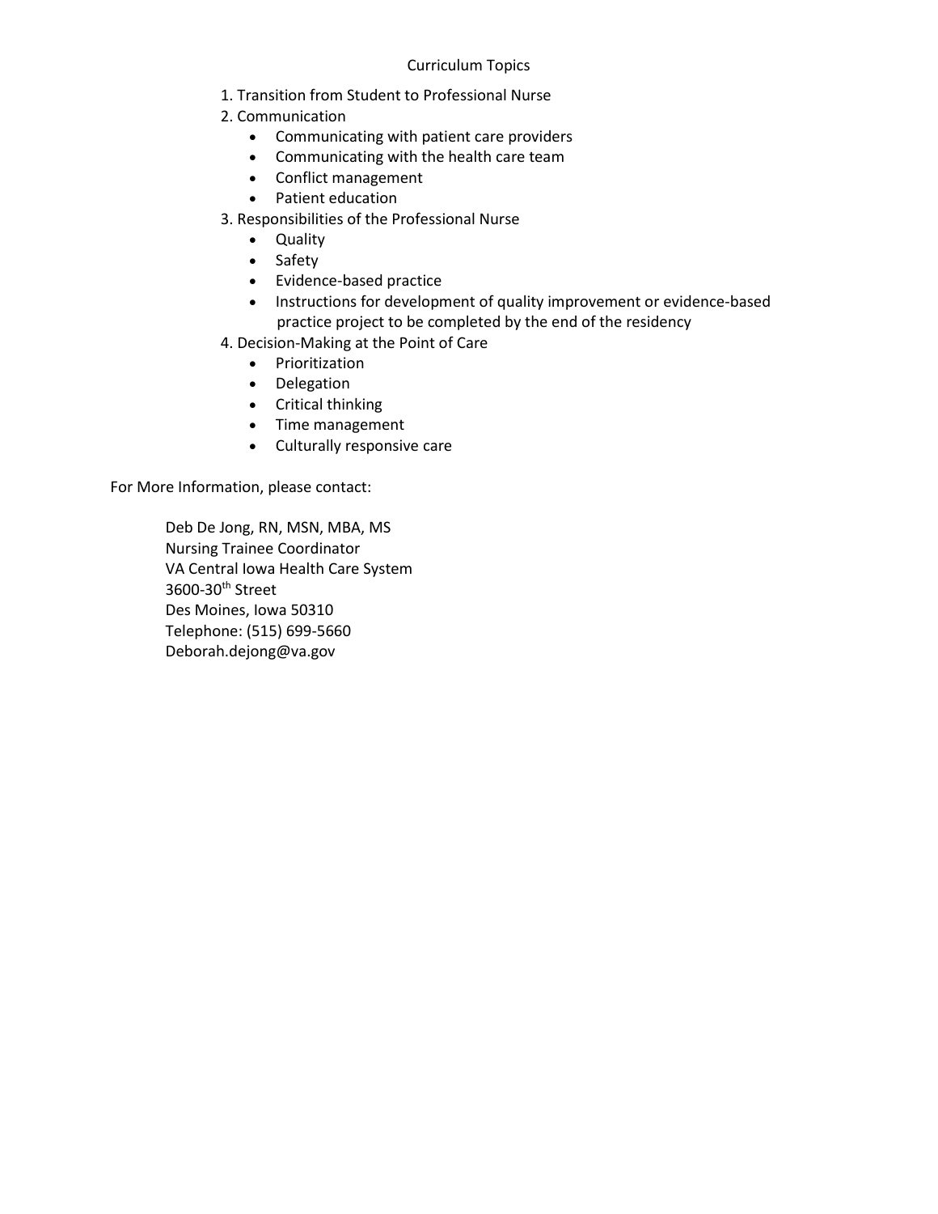## Curriculum Topics

1. Transition from Student to Professional Nurse
2. Communication
   - Communicating with patient care providers
   - Communicating with the health care team
   - Conflict management
   - Patient education
3. Responsibilities of the Professional Nurse
   - Quality
   - Safety
   - Evidence-based practice
   - Instructions for development of quality improvement or evidence-based practice project to be completed by the end of the residency
4. Decision-Making at the Point of Care
   - Prioritization
   - Delegation
   - Critical thinking
   - Time management
   - Culturally responsive care

For More Information, please contact:

Deb De Jong, RN, MSN, MBA, MS
Nursing Trainee Coordinator
VA Central Iowa Health Care System
3600-30th Street
Des Moines, Iowa 50310
Telephone: (515) 699-5660
Deborah.dejong@va.gov